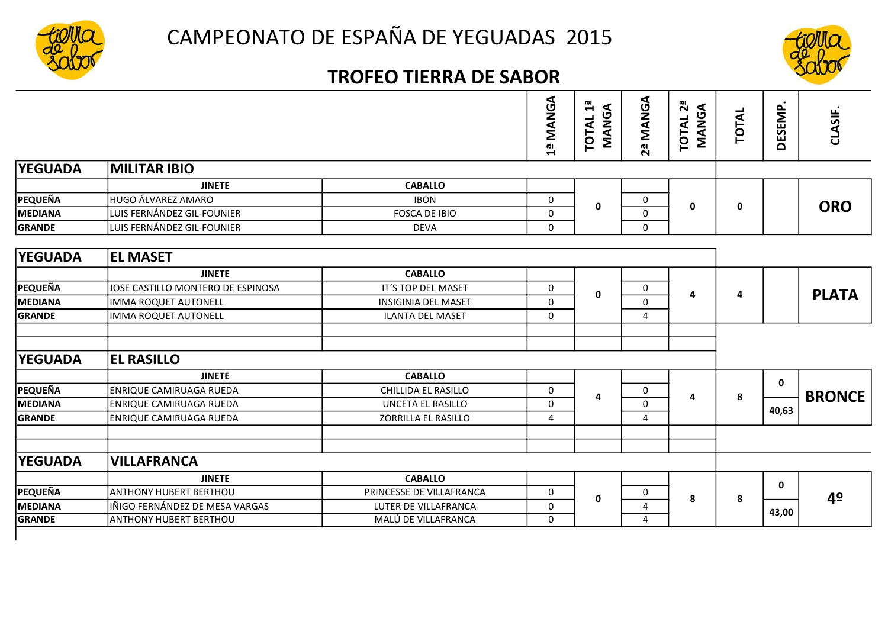# CAMPEONATO DE ESPAÑA DE YEGUADAS 2015

## TROFEO TIERRA DE SABOR

| | | | 1ª MANGA | TOTAL 1ª MANGA | 2ª MANGA | TOTAL 2ª MANGA | TOTAL | DESEMP. | CLASIF. |
|---|---|---|---|---|---|---|---|---|---|
| **YEGUADA** | **MILITAR IBIO** | | | | | | | | |
| | **JINETE** | **CABALLO** | | | | | | | |
| **PEQUEÑA** | HUGO ÁLVAREZ AMARO | IBON | 0 | **0** | 0 | **0** | **0** | | **ORO** |
| **MEDIANA** | LUIS FERNÁNDEZ GIL-FOUNIER | FOSCA DE IBIO | 0 | | 0 | | | | |
| **GRANDE** | LUIS FERNÁNDEZ GIL-FOUNIER | DEVA | 0 | | 0 | | | | |
| **YEGUADA** | **EL MASET** | | | | | | | | |
| | **JINETE** | **CABALLO** | | | | | | | |
| **PEQUEÑA** | JOSE CASTILLO MONTERO DE ESPINOSA | IT´S TOP DEL MASET | 0 | **0** | 0 | **4** | **4** | | **PLATA** |
| **MEDIANA** | IMMA ROQUET AUTONELL | INSIGINIA DEL MASET | 0 | | 0 | | | | |
| **GRANDE** | IMMA ROQUET AUTONELL | ILANTA DEL MASET | 0 | | 4 | | | | |
| **YEGUADA** | **EL RASILLO** | | | | | | | | |
| | **JINETE** | **CABALLO** | | | | | | | |
| **PEQUEÑA** | ENRIQUE CAMIRUAGA RUEDA | CHILLIDA EL RASILLO | 0 | **4** | 0 | **4** | **8** | **0** / **40,63** | **BRONCE** |
| **MEDIANA** | ENRIQUE CAMIRUAGA RUEDA | UNCETA EL RASILLO | 0 | | 0 | | | | |
| **GRANDE** | ENRIQUE CAMIRUAGA RUEDA | ZORRILLA EL RASILLO | 4 | | 4 | | | | |
| **YEGUADA** | **VILLAFRANCA** | | | | | | | | |
| | **JINETE** | **CABALLO** | | | | | | | |
| **PEQUEÑA** | ANTHONY HUBERT BERTHOU | PRINCESSE DE VILLAFRANCA | 0 | **0** | 0 | **8** | **8** | **0** / **43,00** | **4º** |
| **MEDIANA** | IÑIGO FERNÁNDEZ DE MESA VARGAS | LUTER DE VILLAFRANCA | 0 | | 4 | | | | |
| **GRANDE** | ANTHONY HUBERT BERTHOU | MALÚ DE VILLAFRANCA | 0 | | 4 | | | | |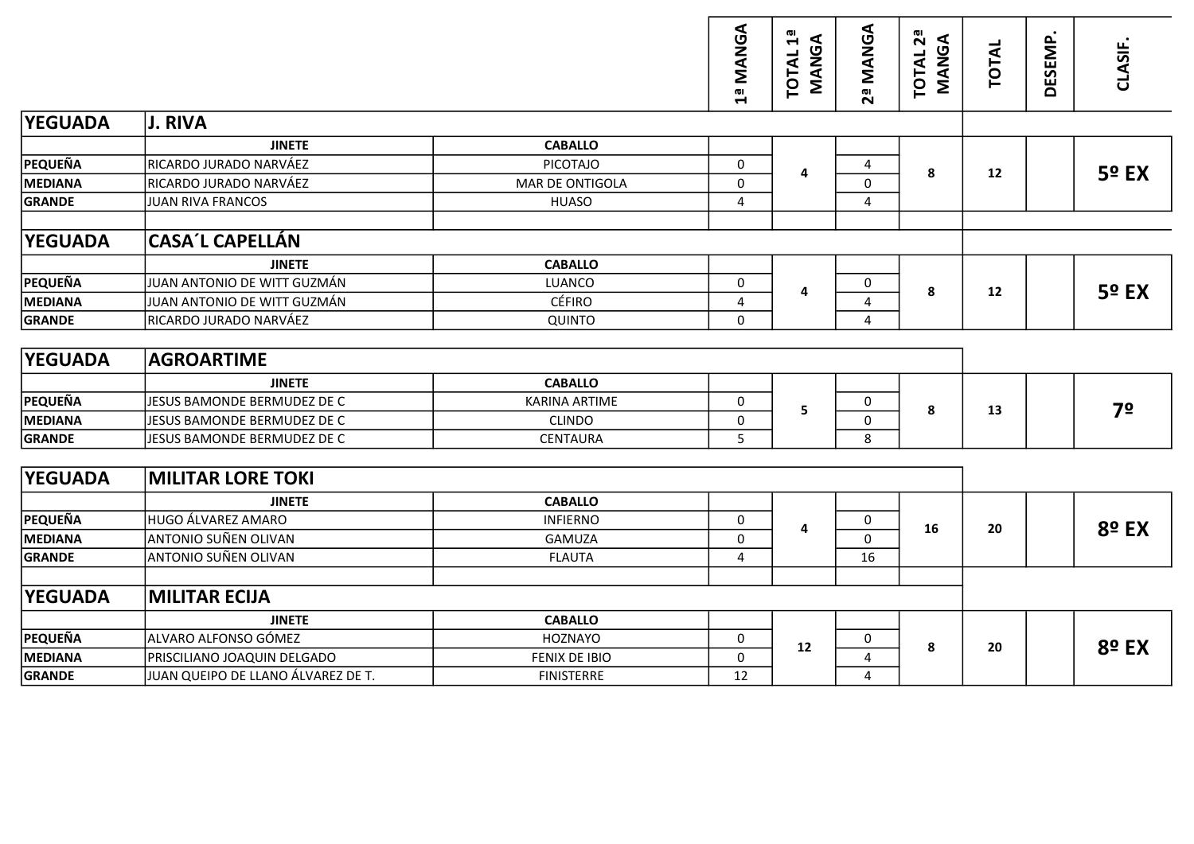| | | | 1ª MANGA | TOTAL 1ª MANGA | 2ª MANGA | TOTAL 2ª MANGA | TOTAL | DESEMP. | CLASIF. |
|---|---|---|---|---|---|---|---|---|---|
| **YEGUADA** | **J. RIVA** | | | | | | | | |
| | **JINETE** | **CABALLO** | | | | | | | |
| **PEQUEÑA** | RICARDO JURADO NARVÁEZ | PICOTAJO | 0 | 4 | 4 | 8 | 12 | | **5º EX** |
| **MEDIANA** | RICARDO JURADO NARVÁEZ | MAR DE ONTIGOLA | 0 | | 0 | | | | |
| **GRANDE** | JUAN RIVA FRANCOS | HUASO | 4 | | 4 | | | | |
| **YEGUADA** | **CASA´L CAPELLÁN** | | | | | | | | |
| | **JINETE** | **CABALLO** | | | | | | | |
| **PEQUEÑA** | JUAN ANTONIO DE WITT GUZMÁN | LUANCO | 0 | 4 | 0 | 8 | 12 | | **5º EX** |
| **MEDIANA** | JUAN ANTONIO DE WITT GUZMÁN | CÉFIRO | 4 | | 4 | | | | |
| **GRANDE** | RICARDO JURADO NARVÁEZ | QUINTO | 0 | | 4 | | | | |
| **YEGUADA** | **AGROARTIME** | | | | | | | | |
| | **JINETE** | **CABALLO** | | | | | | | |
| **PEQUEÑA** | JESUS BAMONDE BERMUDEZ DE C | KARINA ARTIME | 0 | 5 | 0 | 8 | 13 | | **7º** |
| **MEDIANA** | JESUS BAMONDE BERMUDEZ DE C | CLINDO | 0 | | 0 | | | | |
| **GRANDE** | JESUS BAMONDE BERMUDEZ DE C | CENTAURA | 5 | | 8 | | | | |
| **YEGUADA** | **MILITAR LORE TOKI** | | | | | | | | |
| | **JINETE** | **CABALLO** | | | | | | | |
| **PEQUEÑA** | HUGO ÁLVAREZ AMARO | INFIERNO | 0 | 4 | 0 | 16 | 20 | | **8º EX** |
| **MEDIANA** | ANTONIO SUÑEN OLIVAN | GAMUZA | 0 | | 0 | | | | |
| **GRANDE** | ANTONIO SUÑEN OLIVAN | FLAUTA | 4 | | 16 | | | | |
| **YEGUADA** | **MILITAR ECIJA** | | | | | | | | |
| | **JINETE** | **CABALLO** | | | | | | | |
| **PEQUEÑA** | ALVARO ALFONSO GÓMEZ | HOZNAYO | 0 | 12 | 0 | 8 | 20 | | **8º EX** |
| **MEDIANA** | PRISCILIANO JOAQUIN DELGADO | FENIX DE IBIO | 0 | | 4 | | | | |
| **GRANDE** | JUAN QUEIPO DE LLANO ÁLVAREZ DE T. | FINISTERRE | 12 | | 4 | | | | |